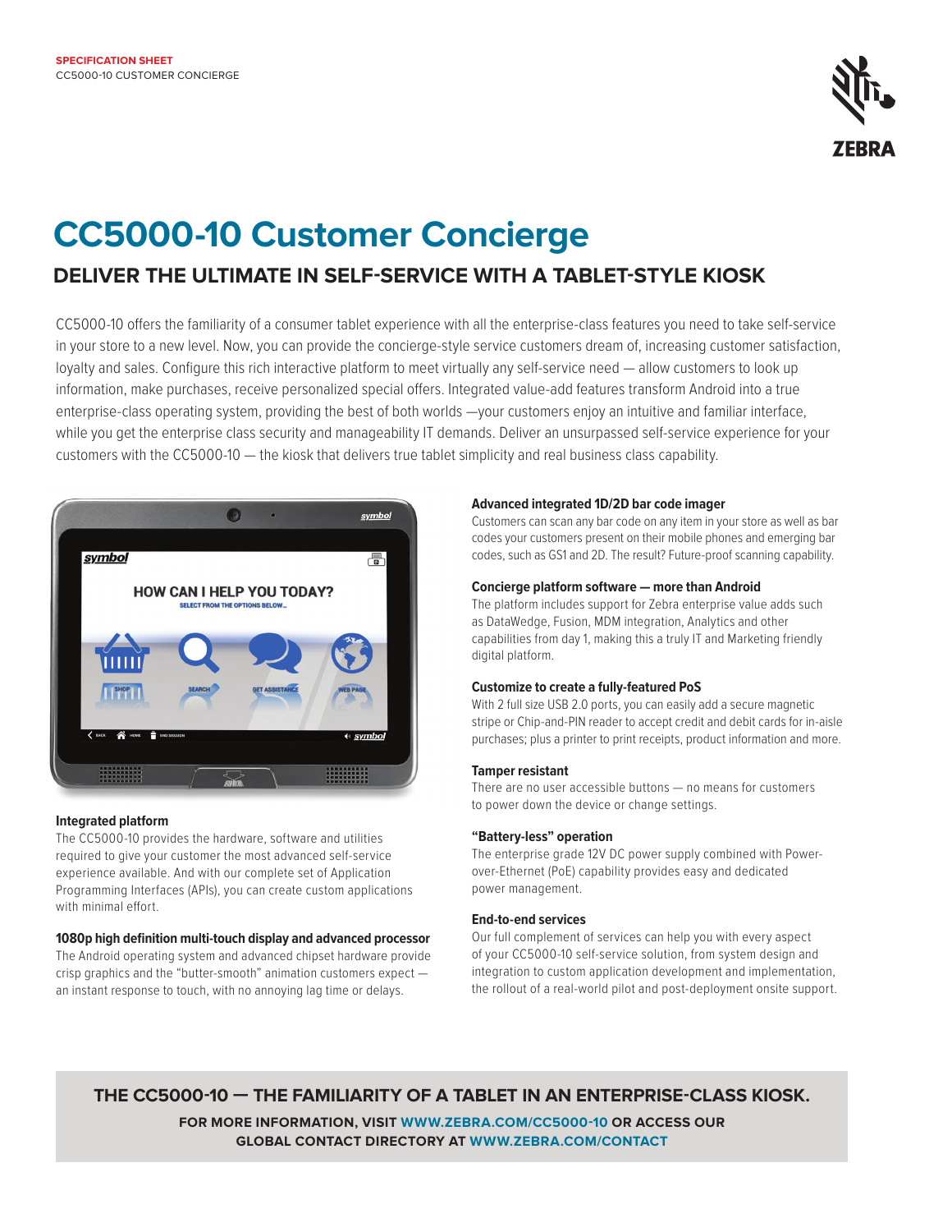SPECIFICATION SHEET
CC5000-10 CUSTOMER CONCIERGE

# CC5000-10 Customer Concierge

## DELIVER THE ULTIMATE IN SELF-SERVICE WITH A TABLET-STYLE KIOSK

CC5000-10 offers the familiarity of a consumer tablet experience with all the enterprise-class features you need to take self-service in your store to a new level. Now, you can provide the concierge-style service customers dream of, increasing customer satisfaction, loyalty and sales. Configure this rich interactive platform to meet virtually any self-service need — allow customers to look up information, make purchases, receive personalized special offers. Integrated value-add features transform Android into a true enterprise-class operating system, providing the best of both worlds —your customers enjoy an intuitive and familiar interface, while you get the enterprise class security and manageability IT demands. Deliver an unsurpassed self-service experience for your customers with the CC5000-10 — the kiosk that delivers true tablet simplicity and real business class capability.

**Integrated platform**
The CC5000-10 provides the hardware, software and utilities required to give your customer the most advanced self-service experience available. And with our complete set of Application Programming Interfaces (APIs), you can create custom applications with minimal effort.

**1080p high definition multi-touch display and advanced processor**
The Android operating system and advanced chipset hardware provide crisp graphics and the "butter-smooth" animation customers expect — an instant response to touch, with no annoying lag time or delays.

**Advanced integrated 1D/2D bar code imager**
Customers can scan any bar code on any item in your store as well as bar codes your customers present on their mobile phones and emerging bar codes, such as GS1 and 2D. The result? Future-proof scanning capability.

**Concierge platform software — more than Android**
The platform includes support for Zebra enterprise value adds such as DataWedge, Fusion, MDM integration, Analytics and other capabilities from day 1, making this a truly IT and Marketing friendly digital platform.

**Customize to create a fully-featured PoS**
With 2 full size USB 2.0 ports, you can easily add a secure magnetic stripe or Chip-and-PIN reader to accept credit and debit cards for in-aisle purchases; plus a printer to print receipts, product information and more.

**Tamper resistant**
There are no user accessible buttons — no means for customers to power down the device or change settings.

**"Battery-less" operation**
The enterprise grade 12V DC power supply combined with Power-over-Ethernet (PoE) capability provides easy and dedicated power management.

**End-to-end services**
Our full complement of services can help you with every aspect of your CC5000-10 self-service solution, from system design and integration to custom application development and implementation, the rollout of a real-world pilot and post-deployment onsite support.

**THE CC5000-10 — THE FAMILIARITY OF A TABLET IN AN ENTERPRISE-CLASS KIOSK.**

**FOR MORE INFORMATION, VISIT WWW.ZEBRA.COM/CC5000-10 OR ACCESS OUR GLOBAL CONTACT DIRECTORY AT WWW.ZEBRA.COM/CONTACT**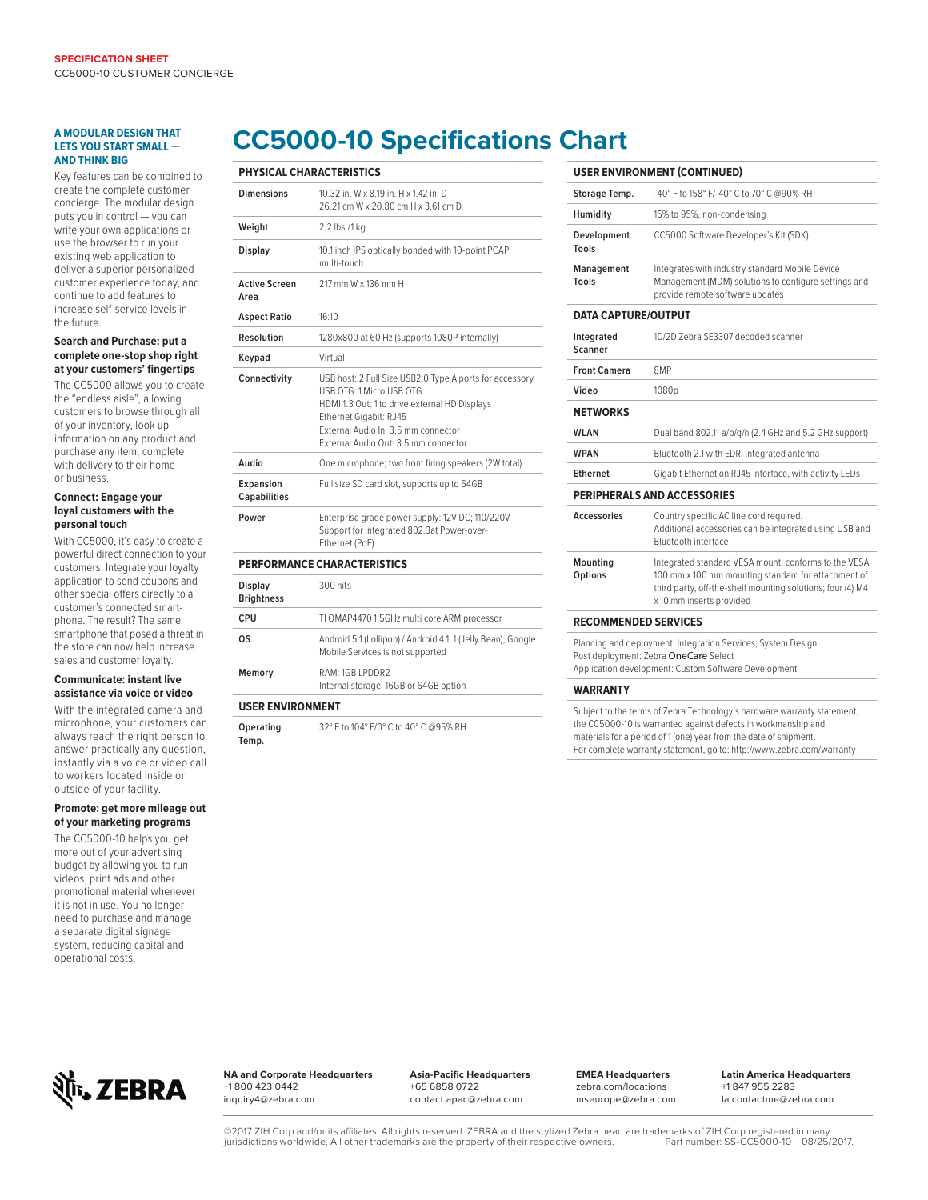**SPECIFICATION SHEET**
CC5000-10 CUSTOMER CONCIERGE

### A MODULAR DESIGN THAT LETS YOU START SMALL — AND THINK BIG

Key features can be combined to create the complete customer concierge. The modular design puts you in control — you can write your own applications or use the browser to run your existing web application to deliver a superior personalized customer experience today, and continue to add features to increase self-service levels in the future.

**Search and Purchase: put a complete one-stop shop right at your customers' fingertips**

The CC5000 allows you to create the "endless aisle", allowing customers to browse through all of your inventory, look up information on any product and purchase any item, complete with delivery to their home or business.

**Connect: Engage your loyal customers with the personal touch**

With CC5000, it's easy to create a powerful direct connection to your customers. Integrate your loyalty application to send coupons and other special offers directly to a customer's connected smartphone. The result? The same smartphone that posed a threat in the store can now help increase sales and customer loyalty.

**Communicate: instant live assistance via voice or video**

With the integrated camera and microphone, your customers can always reach the right person to answer practically any question, instantly via a voice or video call to workers located inside or outside of your facility.

**Promote: get more mileage out of your marketing programs**

The CC5000-10 helps you get more out of your advertising budget by allowing you to run videos, print ads and other promotional material whenever it is not in use. You no longer need to purchase and manage a separate digital signage system, reducing capital and operational costs.

# CC5000-10 Specifications Chart

| PHYSICAL CHARACTERISTICS | |
|---|---|
| Dimensions | 10.32 in. W x 8.19 in. H x 1.42 in. D<br>26.21 cm W x 20.80 cm H x 3.61 cm D |
| Weight | 2.2 lbs./1 kg |
| Display | 10.1 inch IPS optically bonded with 10-point PCAP multi-touch |
| Active Screen Area | 217 mm W x 136 mm H |
| Aspect Ratio | 16:10 |
| Resolution | 1280x800 at 60 Hz (supports 1080P internally) |
| Keypad | Virtual |
| Connectivity | USB host: 2 Full Size USB2.0 Type A ports for accessory<br>USB OTG: 1 Micro USB OTG<br>HDMI 1.3 Out: 1 to drive external HD Displays<br>Ethernet Gigabit: RJ45<br>External Audio In: 3.5 mm connector<br>External Audio Out: 3.5 mm connector |
| Audio | One microphone; two front firing speakers (2W total) |
| Expansion Capabilities | Full size SD card slot, supports up to 64GB |
| Power | Enterprise grade power supply: 12V DC; 110/220V<br>Support for integrated 802.3at Power-over-Ethernet (PoE) |

| PERFORMANCE CHARACTERISTICS | |
|---|---|
| Display Brightness | 300 nits |
| CPU | TI OMAP4470 1.5GHz multi core ARM processor |
| OS | Android 5.1 (Lollipop) / Android 4.1 .1 (Jelly Bean); Google Mobile Services is not supported |
| Memory | RAM: 1GB LPDDR2<br>Internal storage: 16GB or 64GB option |

| USER ENVIRONMENT | |
|---|---|
| Operating Temp. | 32° F to 104° F/0° C to 40° C @95% RH |
| Storage Temp. | -40° F to 158° F/-40° C to 70° C @90% RH |
| Humidity | 15% to 95%, non-condensing |
| Development Tools | CC5000 Software Developer's Kit (SDK) |
| Management Tools | Integrates with industry standard Mobile Device Management (MDM) solutions to configure settings and provide remote software updates |

| DATA CAPTURE/OUTPUT | |
|---|---|
| Integrated Scanner | 1D/2D Zebra SE3307 decoded scanner |
| Front Camera | 8MP |
| Video | 1080p |

| NETWORKS | |
|---|---|
| WLAN | Dual band 802.11 a/b/g/n (2.4 GHz and 5.2 GHz support) |
| WPAN | Bluetooth 2.1 with EDR; integrated antenna |
| Ethernet | Gigabit Ethernet on RJ45 interface, with activity LEDs |

| PERIPHERALS AND ACCESSORIES | |
|---|---|
| Accessories | Country specific AC line cord required.<br>Additional accessories can be integrated using USB and Bluetooth interface |
| Mounting Options | Integrated standard VESA mount; conforms to the VESA 100 mm x 100 mm mounting standard for attachment of third party, off-the-shelf mounting solutions; four (4) M4 x 10 mm inserts provided |

**RECOMMENDED SERVICES**

Planning and deployment: Integration Services; System Design
Post deployment: Zebra OneCare Select
Application development: Custom Software Development

**WARRANTY**

Subject to the terms of Zebra Technology's hardware warranty statement, the CC5000-10 is warranted against defects in workmanship and materials for a period of 1 (one) year from the date of shipment.
For complete warranty statement, go to: http://www.zebra.com/warranty

ZEBRA

**NA and Corporate Headquarters**
+1 800 423 0442
inquiry4@zebra.com

**Asia-Pacific Headquarters**
+65 6858 0722
contact.apac@zebra.com

**EMEA Headquarters**
zebra.com/locations
mseurope@zebra.com

**Latin America Headquarters**
+1 847 955 2283
la.contactme@zebra.com

©2017 ZIH Corp and/or its affiliates. All rights reserved. ZEBRA and the stylized Zebra head are trademarks of ZIH Corp registered in many jurisdictions worldwide. All other trademarks are the property of their respective owners. Part number: SS-CC5000-10 08/25/2017.